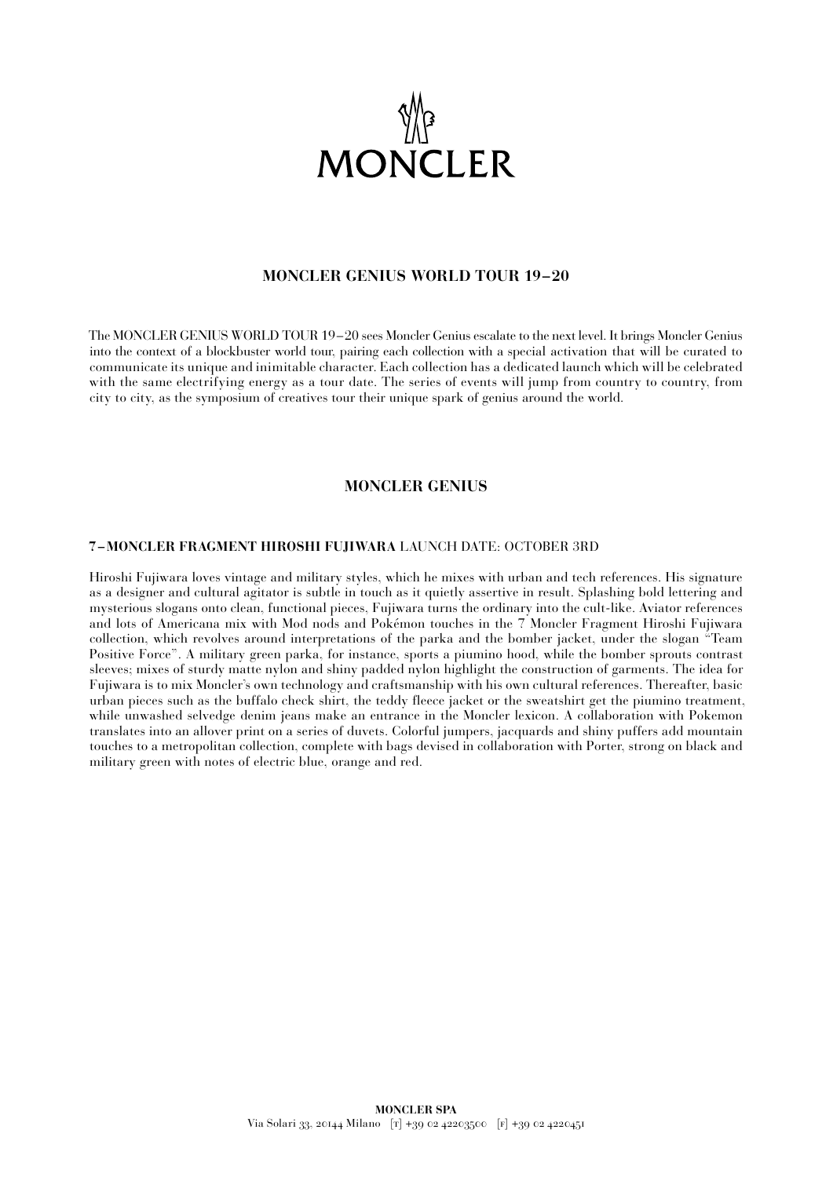# MONCLER

## MONCLER GENIUS WORLD TOUR 19–20

The MONCLER GENIUS WORLD TOUR 19–20 sees Moncler Genius escalate to the next level. It brings Moncler Genius into the context of a blockbuster world tour, pairing each collection with a special activation that will be curated to communicate its unique and inimitable character. Each collection has a dedicated launch which will be celebrated with the same electrifying energy as a tour date. The series of events will jump from country to country, from city to city, as the symposium of creatives tour their unique spark of genius around the world.

## MONCLER GENIUS

### **7–MONCLER FRAGMENT HIROSHI FUJIWARA** LAUNCH DATE: OCTOBER 3RD

Hiroshi Fujiwara loves vintage and military styles, which he mixes with urban and tech references. His signature as a designer and cultural agitator is subtle in touch as it quietly assertive in result. Splashing bold lettering and mysterious slogans onto clean, functional pieces, Fujiwara turns the ordinary into the cult-like. Aviator references and lots of Americana mix with Mod nods and Pokémon touches in the 7 Moncler Fragment Hiroshi Fujiwara collection, which revolves around interpretations of the parka and the bomber jacket, under the slogan "Team Positive Force". A military green parka, for instance, sports a piumino hood, while the bomber sprouts contrast sleeves; mixes of sturdy matte nylon and shiny padded nylon highlight the construction of garments. The idea for Fujiwara is to mix Moncler's own technology and craftsmanship with his own cultural references. Thereafter, basic urban pieces such as the buffalo check shirt, the teddy fleece jacket or the sweatshirt get the piumino treatment, while unwashed selvedge denim jeans make an entrance in the Moncler lexicon. A collaboration with Pokemon translates into an allover print on a series of duvets. Colorful jumpers, jacquards and shiny puffers add mountain touches to a metropolitan collection, complete with bags devised in collaboration with Porter, strong on black and military green with notes of electric blue, orange and red.

**MONCLER SPA**
Via Solari 33, 20144 Milano [T] +39 02 42203500 [F] +39 02 4220451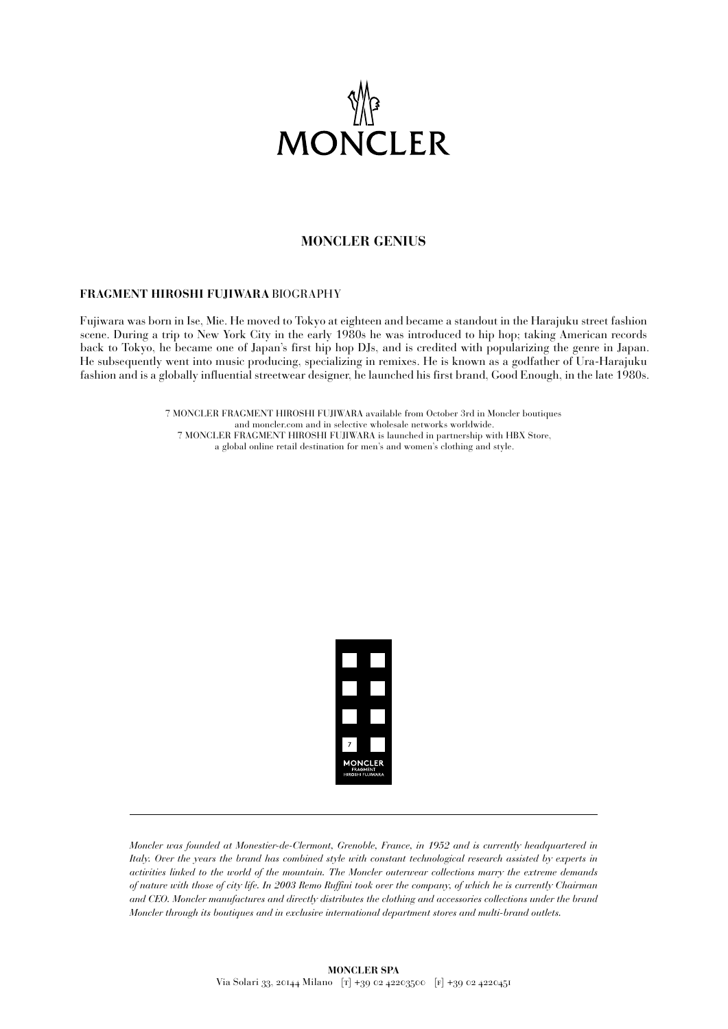# MONCLER

## MONCLER GENIUS

**FRAGMENT HIROSHI FUJIWARA** BIOGRAPHY

Fujiwara was born in Ise, Mie. He moved to Tokyo at eighteen and became a standout in the Harajuku street fashion scene. During a trip to New York City in the early 1980s he was introduced to hip hop; taking American records back to Tokyo, he became one of Japan's first hip hop DJs, and is credited with popularizing the genre in Japan. He subsequently went into music producing, specializing in remixes. He is known as a godfather of Ura-Harajuku fashion and is a globally influential streetwear designer, he launched his first brand, Good Enough, in the late 1980s.

7 MONCLER FRAGMENT HIROSHI FUJIWARA available from October 3rd in Moncler boutiques and moncler.com and in selective wholesale networks worldwide.
7 MONCLER FRAGMENT HIROSHI FUJIWARA is launched in partnership with HBX Store, a global online retail destination for men's and women's clothing and style.

7
MONCLER
FRAGMENT
HIROSHI FUJIWARA

---

*Moncler was founded at Monestier-de-Clermont, Grenoble, France, in 1952 and is currently headquartered in Italy. Over the years the brand has combined style with constant technological research assisted by experts in activities linked to the world of the mountain. The Moncler outerwear collections marry the extreme demands of nature with those of city life. In 2003 Remo Ruffini took over the company, of which he is currently Chairman and CEO. Moncler manufactures and directly distributes the clothing and accessories collections under the brand Moncler through its boutiques and in exclusive international department stores and multi-brand outlets.*

**MONCLER SPA**
Via Solari 33, 20144 Milano [T] +39 02 42203500 [F] +39 02 4220451